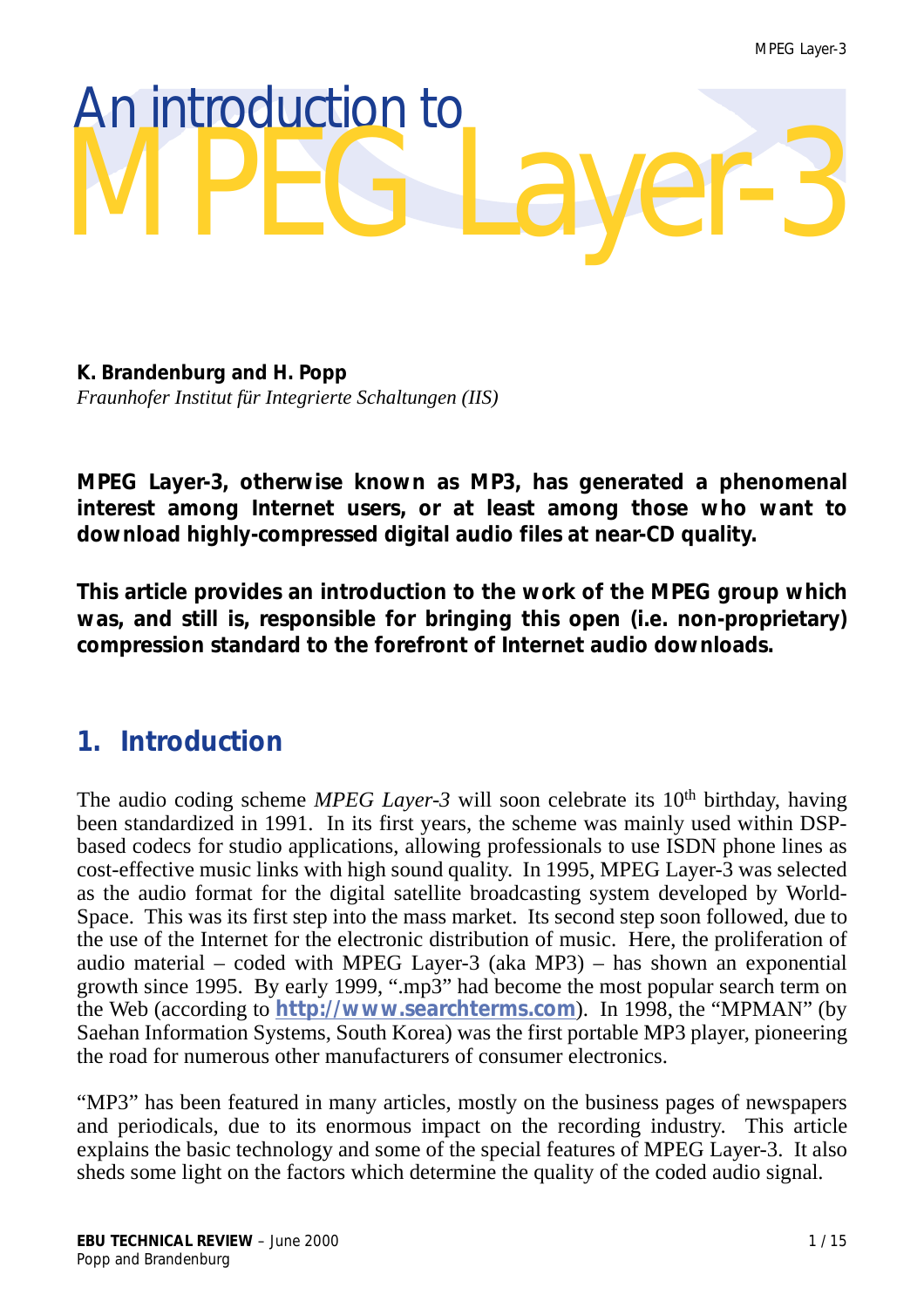# An introduction to MPEG Layer-3

**K. Brandenburg and H. Popp**
*Fraunhofer Institut für Integrierte Schaltungen (IIS)*

**MPEG Layer-3, otherwise known as MP3, has generated a phenomenal interest among Internet users, or at least among those who want to download highly-compressed digital audio files at near-CD quality.**

**This article provides an introduction to the work of the MPEG group which was, and still is, responsible for bringing this open (i.e. non-proprietary) compression standard to the forefront of Internet audio downloads.**

## 1. Introduction

The audio coding scheme *MPEG Layer-3* will soon celebrate its 10th birthday, having been standardized in 1991. In its first years, the scheme was mainly used within DSP-based codecs for studio applications, allowing professionals to use ISDN phone lines as cost-effective music links with high sound quality. In 1995, MPEG Layer-3 was selected as the audio format for the digital satellite broadcasting system developed by World-Space. This was its first step into the mass market. Its second step soon followed, due to the use of the Internet for the electronic distribution of music. Here, the proliferation of audio material – coded with MPEG Layer-3 (aka MP3) – has shown an exponential growth since 1995. By early 1999, ".mp3" had become the most popular search term on the Web (according to **http://www.searchterms.com**). In 1998, the "MPMAN" (by Saehan Information Systems, South Korea) was the first portable MP3 player, pioneering the road for numerous other manufacturers of consumer electronics.

"MP3" has been featured in many articles, mostly on the business pages of newspapers and periodicals, due to its enormous impact on the recording industry. This article explains the basic technology and some of the special features of MPEG Layer-3. It also sheds some light on the factors which determine the quality of the coded audio signal.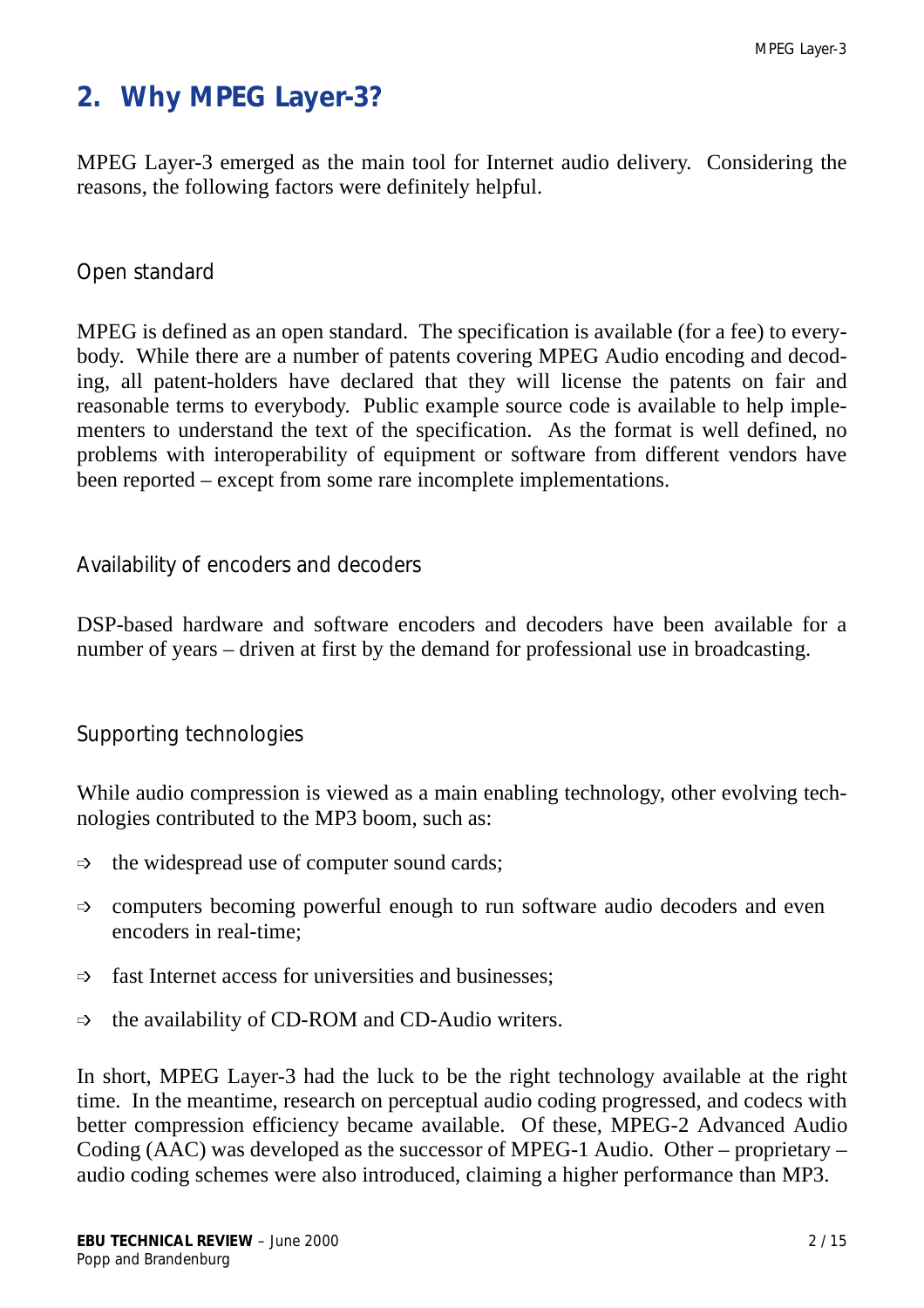## 2. Why MPEG Layer-3?

MPEG Layer-3 emerged as the main tool for Internet audio delivery. Considering the reasons, the following factors were definitely helpful.

### Open standard

MPEG is defined as an open standard. The specification is available (for a fee) to everybody. While there are a number of patents covering MPEG Audio encoding and decoding, all patent-holders have declared that they will license the patents on fair and reasonable terms to everybody. Public example source code is available to help implementers to understand the text of the specification. As the format is well defined, no problems with interoperability of equipment or software from different vendors have been reported – except from some rare incomplete implementations.

### Availability of encoders and decoders

DSP-based hardware and software encoders and decoders have been available for a number of years – driven at first by the demand for professional use in broadcasting.

### Supporting technologies

While audio compression is viewed as a main enabling technology, other evolving technologies contributed to the MP3 boom, such as:

- the widespread use of computer sound cards;
- computers becoming powerful enough to run software audio decoders and even encoders in real-time;
- fast Internet access for universities and businesses;
- the availability of CD-ROM and CD-Audio writers.

In short, MPEG Layer-3 had the luck to be the right technology available at the right time. In the meantime, research on perceptual audio coding progressed, and codecs with better compression efficiency became available. Of these, MPEG-2 Advanced Audio Coding (AAC) was developed as the successor of MPEG-1 Audio. Other – proprietary – audio coding schemes were also introduced, claiming a higher performance than MP3.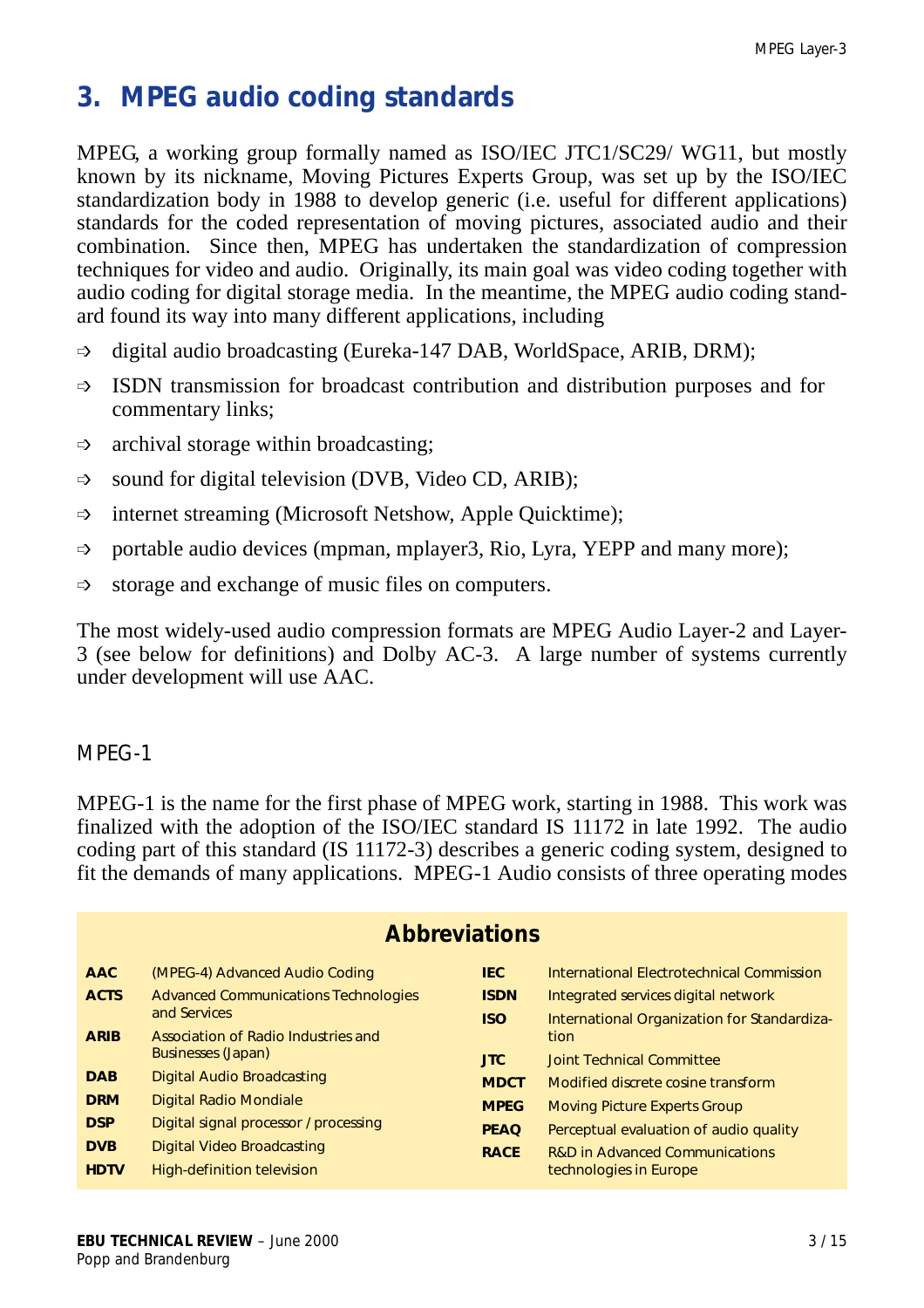# 3. MPEG audio coding standards

MPEG, a working group formally named as ISO/IEC JTC1/SC29/ WG11, but mostly known by its nickname, Moving Pictures Experts Group, was set up by the ISO/IEC standardization body in 1988 to develop generic (i.e. useful for different applications) standards for the coded representation of moving pictures, associated audio and their combination. Since then, MPEG has undertaken the standardization of compression techniques for video and audio. Originally, its main goal was video coding together with audio coding for digital storage media. In the meantime, the MPEG audio coding standard found its way into many different applications, including

- digital audio broadcasting (Eureka-147 DAB, WorldSpace, ARIB, DRM);
- ISDN transmission for broadcast contribution and distribution purposes and for commentary links;
- archival storage within broadcasting;
- sound for digital television (DVB, Video CD, ARIB);
- internet streaming (Microsoft Netshow, Apple Quicktime);
- portable audio devices (mpman, mplayer3, Rio, Lyra, YEPP and many more);
- storage and exchange of music files on computers.

The most widely-used audio compression formats are MPEG Audio Layer-2 and Layer-3 (see below for definitions) and Dolby AC-3. A large number of systems currently under development will use AAC.

## MPEG-1

MPEG-1 is the name for the first phase of MPEG work, starting in 1988. This work was finalized with the adoption of the ISO/IEC standard IS 11172 in late 1992. The audio coding part of this standard (IS 11172-3) describes a generic coding system, designed to fit the demands of many applications. MPEG-1 Audio consists of three operating modes

### Abbreviations

| | |
|---|---|
| **AAC** | (MPEG-4) Advanced Audio Coding |
| **ACTS** | Advanced Communications Technologies and Services |
| **ARIB** | Association of Radio Industries and Businesses (Japan) |
| **DAB** | Digital Audio Broadcasting |
| **DRM** | Digital Radio Mondiale |
| **DSP** | Digital signal processor / processing |
| **DVB** | Digital Video Broadcasting |
| **HDTV** | High-definition television |
| **IEC** | International Electrotechnical Commission |
| **ISDN** | Integrated services digital network |
| **ISO** | International Organization for Standardization |
| **JTC** | Joint Technical Committee |
| **MDCT** | Modified discrete cosine transform |
| **MPEG** | Moving Picture Experts Group |
| **PEAQ** | Perceptual evaluation of audio quality |
| **RACE** | R&D in Advanced Communications technologies in Europe |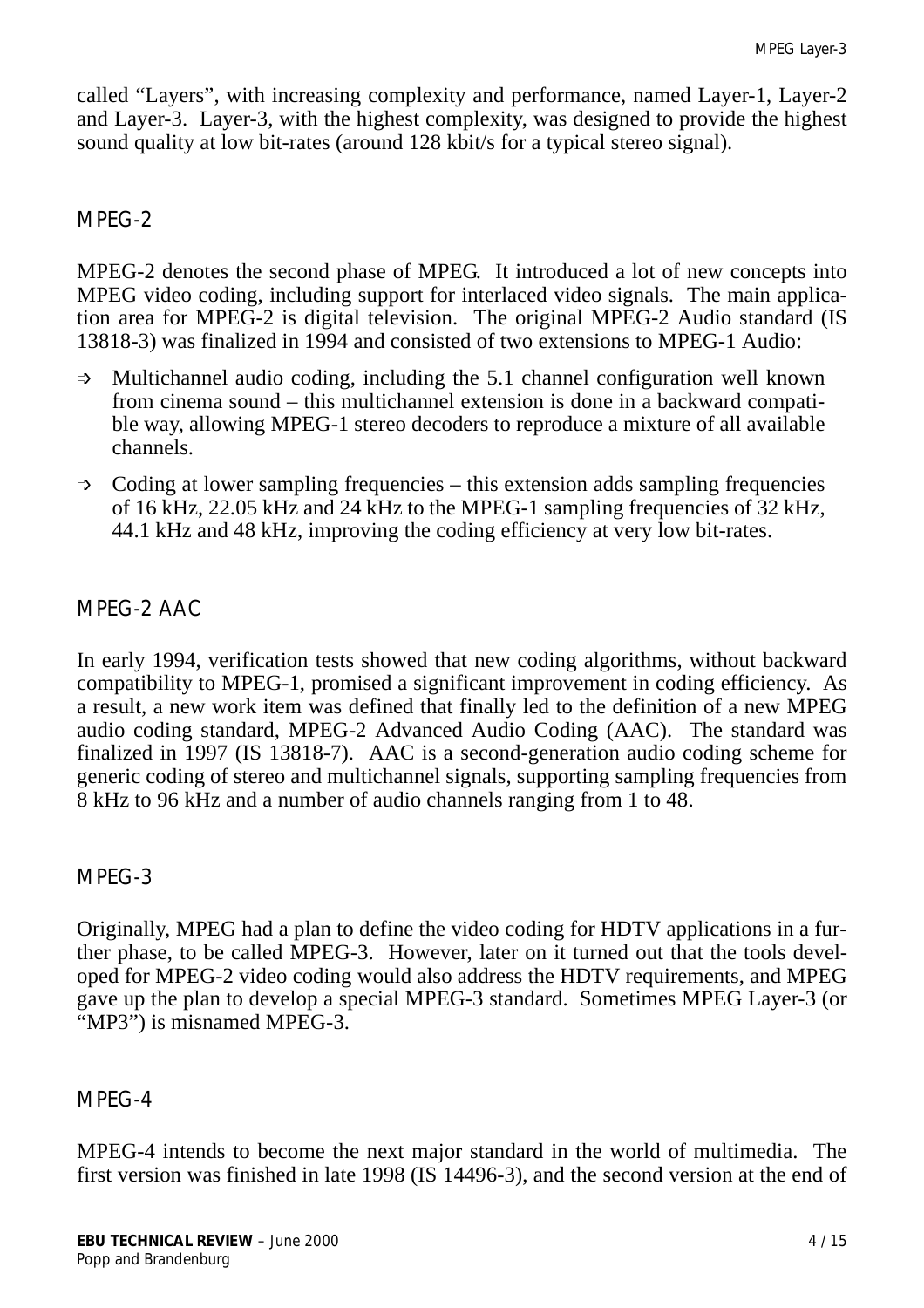called "Layers", with increasing complexity and performance, named Layer-1, Layer-2 and Layer-3. Layer-3, with the highest complexity, was designed to provide the highest sound quality at low bit-rates (around 128 kbit/s for a typical stereo signal).

## MPEG-2

MPEG-2 denotes the second phase of MPEG. It introduced a lot of new concepts into MPEG video coding, including support for interlaced video signals. The main application area for MPEG-2 is digital television. The original MPEG-2 Audio standard (IS 13818-3) was finalized in 1994 and consisted of two extensions to MPEG-1 Audio:

- Multichannel audio coding, including the 5.1 channel configuration well known from cinema sound – this multichannel extension is done in a backward compatible way, allowing MPEG-1 stereo decoders to reproduce a mixture of all available channels.
- Coding at lower sampling frequencies – this extension adds sampling frequencies of 16 kHz, 22.05 kHz and 24 kHz to the MPEG-1 sampling frequencies of 32 kHz, 44.1 kHz and 48 kHz, improving the coding efficiency at very low bit-rates.

## MPEG-2 AAC

In early 1994, verification tests showed that new coding algorithms, without backward compatibility to MPEG-1, promised a significant improvement in coding efficiency. As a result, a new work item was defined that finally led to the definition of a new MPEG audio coding standard, MPEG-2 Advanced Audio Coding (AAC). The standard was finalized in 1997 (IS 13818-7). AAC is a second-generation audio coding scheme for generic coding of stereo and multichannel signals, supporting sampling frequencies from 8 kHz to 96 kHz and a number of audio channels ranging from 1 to 48.

## MPEG-3

Originally, MPEG had a plan to define the video coding for HDTV applications in a further phase, to be called MPEG-3. However, later on it turned out that the tools developed for MPEG-2 video coding would also address the HDTV requirements, and MPEG gave up the plan to develop a special MPEG-3 standard. Sometimes MPEG Layer-3 (or "MP3") is misnamed MPEG-3.

## MPEG-4

MPEG-4 intends to become the next major standard in the world of multimedia. The first version was finished in late 1998 (IS 14496-3), and the second version at the end of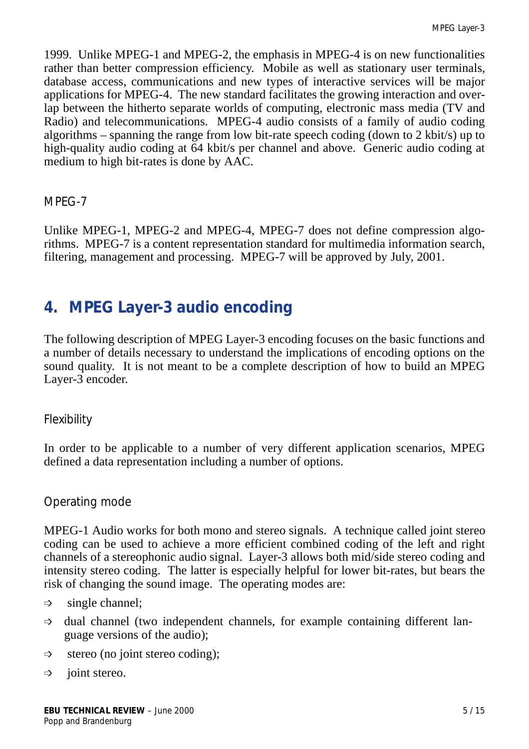1999. Unlike MPEG-1 and MPEG-2, the emphasis in MPEG-4 is on new functionalities rather than better compression efficiency. Mobile as well as stationary user terminals, database access, communications and new types of interactive services will be major applications for MPEG-4. The new standard facilitates the growing interaction and overlap between the hitherto separate worlds of computing, electronic mass media (TV and Radio) and telecommunications. MPEG-4 audio consists of a family of audio coding algorithms – spanning the range from low bit-rate speech coding (down to 2 kbit/s) up to high-quality audio coding at 64 kbit/s per channel and above. Generic audio coding at medium to high bit-rates is done by AAC.

### MPEG-7

Unlike MPEG-1, MPEG-2 and MPEG-4, MPEG-7 does not define compression algorithms. MPEG-7 is a content representation standard for multimedia information search, filtering, management and processing. MPEG-7 will be approved by July, 2001.

## 4. MPEG Layer-3 audio encoding

The following description of MPEG Layer-3 encoding focuses on the basic functions and a number of details necessary to understand the implications of encoding options on the sound quality. It is not meant to be a complete description of how to build an MPEG Layer-3 encoder.

### Flexibility

In order to be applicable to a number of very different application scenarios, MPEG defined a data representation including a number of options.

### Operating mode

MPEG-1 Audio works for both mono and stereo signals. A technique called joint stereo coding can be used to achieve a more efficient combined coding of the left and right channels of a stereophonic audio signal. Layer-3 allows both mid/side stereo coding and intensity stereo coding. The latter is especially helpful for lower bit-rates, but bears the risk of changing the sound image. The operating modes are:

- single channel;
- dual channel (two independent channels, for example containing different language versions of the audio);
- stereo (no joint stereo coding);
- joint stereo.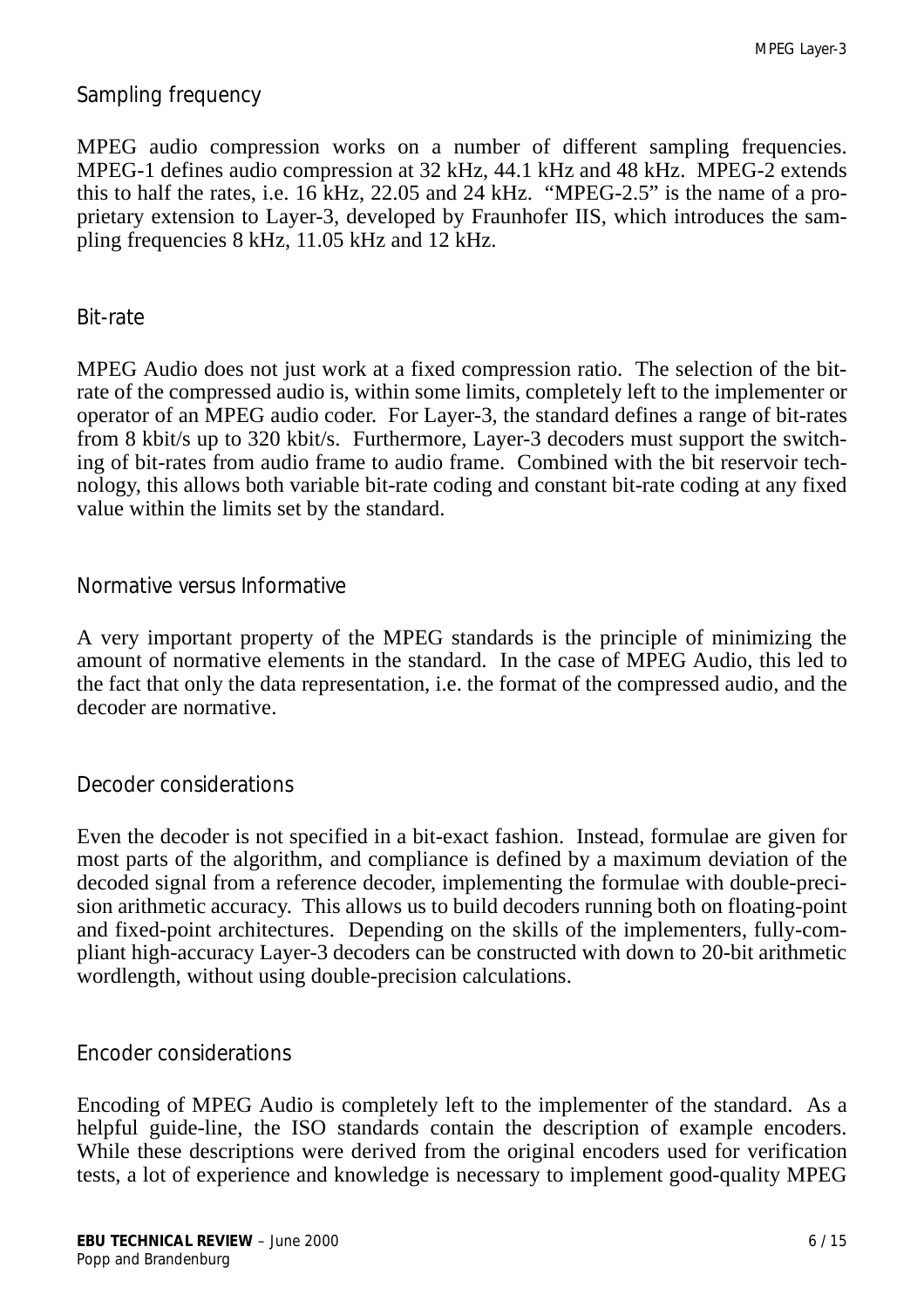## Sampling frequency

MPEG audio compression works on a number of different sampling frequencies. MPEG-1 defines audio compression at 32 kHz, 44.1 kHz and 48 kHz. MPEG-2 extends this to half the rates, i.e. 16 kHz, 22.05 and 24 kHz. "MPEG-2.5" is the name of a proprietary extension to Layer-3, developed by Fraunhofer IIS, which introduces the sampling frequencies 8 kHz, 11.05 kHz and 12 kHz.

## Bit-rate

MPEG Audio does not just work at a fixed compression ratio. The selection of the bit-rate of the compressed audio is, within some limits, completely left to the implementer or operator of an MPEG audio coder. For Layer-3, the standard defines a range of bit-rates from 8 kbit/s up to 320 kbit/s. Furthermore, Layer-3 decoders must support the switching of bit-rates from audio frame to audio frame. Combined with the bit reservoir technology, this allows both variable bit-rate coding and constant bit-rate coding at any fixed value within the limits set by the standard.

## Normative versus Informative

A very important property of the MPEG standards is the principle of minimizing the amount of normative elements in the standard. In the case of MPEG Audio, this led to the fact that only the data representation, i.e. the format of the compressed audio, and the decoder are normative.

## Decoder considerations

Even the decoder is not specified in a bit-exact fashion. Instead, formulae are given for most parts of the algorithm, and compliance is defined by a maximum deviation of the decoded signal from a reference decoder, implementing the formulae with double-precision arithmetic accuracy. This allows us to build decoders running both on floating-point and fixed-point architectures. Depending on the skills of the implementers, fully-compliant high-accuracy Layer-3 decoders can be constructed with down to 20-bit arithmetic wordlength, without using double-precision calculations.

## Encoder considerations

Encoding of MPEG Audio is completely left to the implementer of the standard. As a helpful guide-line, the ISO standards contain the description of example encoders. While these descriptions were derived from the original encoders used for verification tests, a lot of experience and knowledge is necessary to implement good-quality MPEG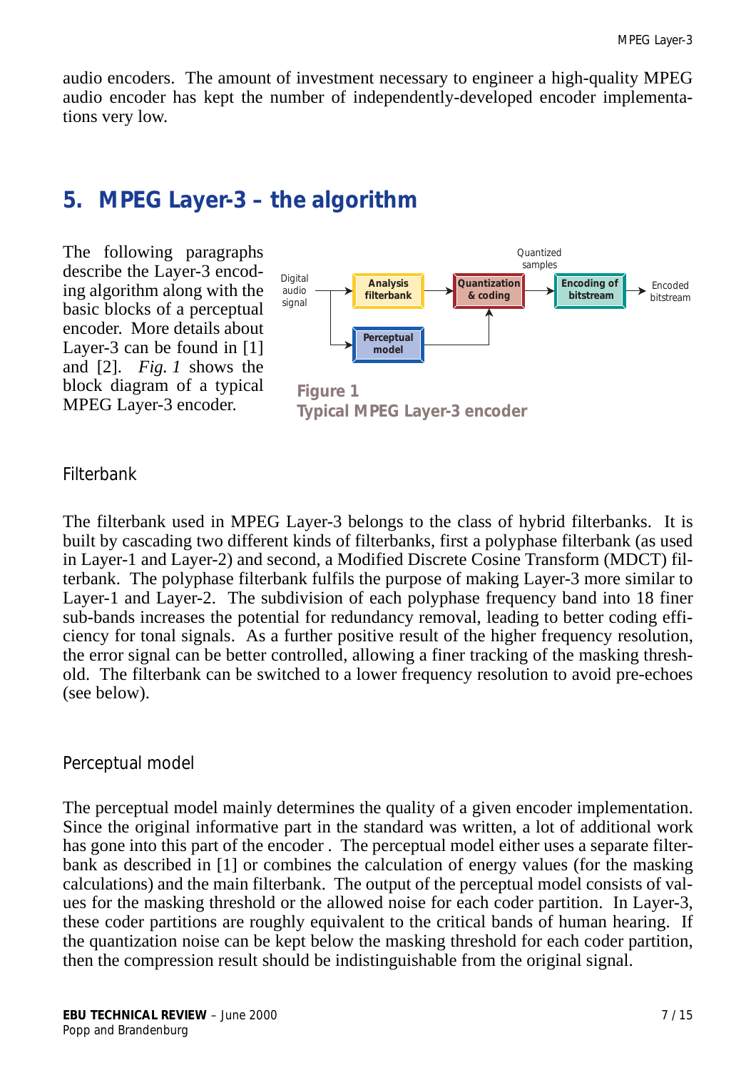audio encoders. The amount of investment necessary to engineer a high-quality MPEG audio encoder has kept the number of independently-developed encoder implementations very low.

## 5. MPEG Layer-3 – the algorithm

The following paragraphs describe the Layer-3 encoding algorithm along with the basic blocks of a perceptual encoder. More details about Layer-3 can be found in [1] and [2]. *Fig. 1* shows the block diagram of a typical MPEG Layer-3 encoder.

**Figure 1**
**Typical MPEG Layer-3 encoder**

### Filterbank

The filterbank used in MPEG Layer-3 belongs to the class of hybrid filterbanks. It is built by cascading two different kinds of filterbanks, first a polyphase filterbank (as used in Layer-1 and Layer-2) and second, a Modified Discrete Cosine Transform (MDCT) filterbank. The polyphase filterbank fulfils the purpose of making Layer-3 more similar to Layer-1 and Layer-2. The subdivision of each polyphase frequency band into 18 finer sub-bands increases the potential for redundancy removal, leading to better coding efficiency for tonal signals. As a further positive result of the higher frequency resolution, the error signal can be better controlled, allowing a finer tracking of the masking threshold. The filterbank can be switched to a lower frequency resolution to avoid pre-echoes (see below).

### Perceptual model

The perceptual model mainly determines the quality of a given encoder implementation. Since the original informative part in the standard was written, a lot of additional work has gone into this part of the encoder . The perceptual model either uses a separate filterbank as described in [1] or combines the calculation of energy values (for the masking calculations) and the main filterbank. The output of the perceptual model consists of values for the masking threshold or the allowed noise for each coder partition. In Layer-3, these coder partitions are roughly equivalent to the critical bands of human hearing. If the quantization noise can be kept below the masking threshold for each coder partition, then the compression result should be indistinguishable from the original signal.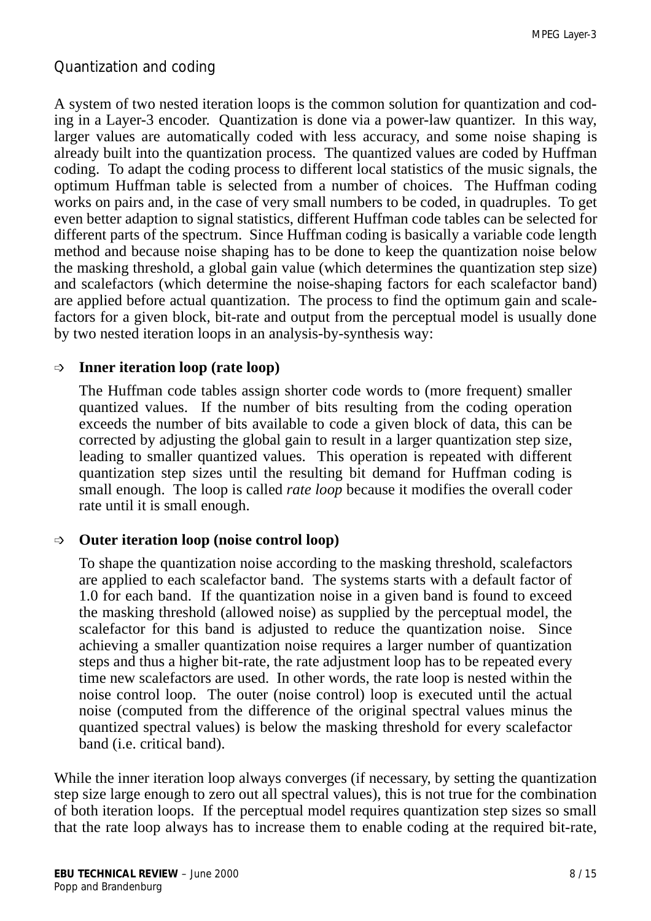## Quantization and coding

A system of two nested iteration loops is the common solution for quantization and coding in a Layer-3 encoder. Quantization is done via a power-law quantizer. In this way, larger values are automatically coded with less accuracy, and some noise shaping is already built into the quantization process. The quantized values are coded by Huffman coding. To adapt the coding process to different local statistics of the music signals, the optimum Huffman table is selected from a number of choices. The Huffman coding works on pairs and, in the case of very small numbers to be coded, in quadruples. To get even better adaption to signal statistics, different Huffman code tables can be selected for different parts of the spectrum. Since Huffman coding is basically a variable code length method and because noise shaping has to be done to keep the quantization noise below the masking threshold, a global gain value (which determines the quantization step size) and scalefactors (which determine the noise-shaping factors for each scalefactor band) are applied before actual quantization. The process to find the optimum gain and scalefactors for a given block, bit-rate and output from the perceptual model is usually done by two nested iteration loops in an analysis-by-synthesis way:

- **Inner iteration loop (rate loop)**

  The Huffman code tables assign shorter code words to (more frequent) smaller quantized values. If the number of bits resulting from the coding operation exceeds the number of bits available to code a given block of data, this can be corrected by adjusting the global gain to result in a larger quantization step size, leading to smaller quantized values. This operation is repeated with different quantization step sizes until the resulting bit demand for Huffman coding is small enough. The loop is called *rate loop* because it modifies the overall coder rate until it is small enough.

- **Outer iteration loop (noise control loop)**

  To shape the quantization noise according to the masking threshold, scalefactors are applied to each scalefactor band. The systems starts with a default factor of 1.0 for each band. If the quantization noise in a given band is found to exceed the masking threshold (allowed noise) as supplied by the perceptual model, the scalefactor for this band is adjusted to reduce the quantization noise. Since achieving a smaller quantization noise requires a larger number of quantization steps and thus a higher bit-rate, the rate adjustment loop has to be repeated every time new scalefactors are used. In other words, the rate loop is nested within the noise control loop. The outer (noise control) loop is executed until the actual noise (computed from the difference of the original spectral values minus the quantized spectral values) is below the masking threshold for every scalefactor band (i.e. critical band).

While the inner iteration loop always converges (if necessary, by setting the quantization step size large enough to zero out all spectral values), this is not true for the combination of both iteration loops. If the perceptual model requires quantization step sizes so small that the rate loop always has to increase them to enable coding at the required bit-rate,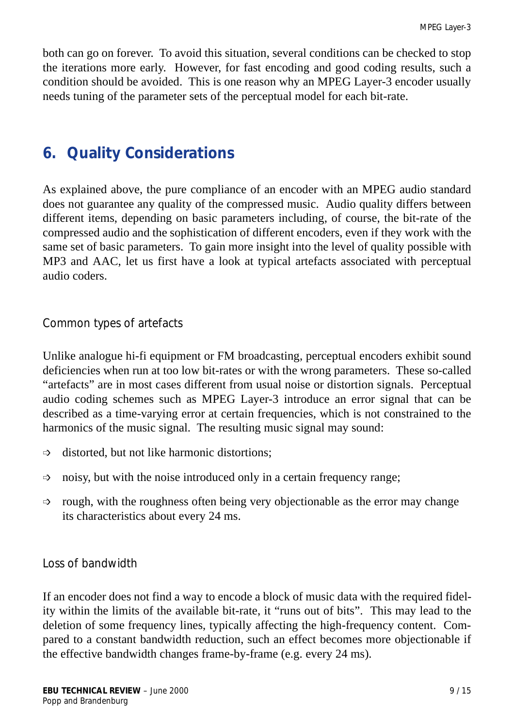both can go on forever. To avoid this situation, several conditions can be checked to stop the iterations more early. However, for fast encoding and good coding results, such a condition should be avoided. This is one reason why an MPEG Layer-3 encoder usually needs tuning of the parameter sets of the perceptual model for each bit-rate.

## 6. Quality Considerations

As explained above, the pure compliance of an encoder with an MPEG audio standard does not guarantee any quality of the compressed music. Audio quality differs between different items, depending on basic parameters including, of course, the bit-rate of the compressed audio and the sophistication of different encoders, even if they work with the same set of basic parameters. To gain more insight into the level of quality possible with MP3 and AAC, let us first have a look at typical artefacts associated with perceptual audio coders.

### Common types of artefacts

Unlike analogue hi-fi equipment or FM broadcasting, perceptual encoders exhibit sound deficiencies when run at too low bit-rates or with the wrong parameters. These so-called "artefacts" are in most cases different from usual noise or distortion signals. Perceptual audio coding schemes such as MPEG Layer-3 introduce an error signal that can be described as a time-varying error at certain frequencies, which is not constrained to the harmonics of the music signal. The resulting music signal may sound:

- distorted, but not like harmonic distortions;
- noisy, but with the noise introduced only in a certain frequency range;
- rough, with the roughness often being very objectionable as the error may change its characteristics about every 24 ms.

### Loss of bandwidth

If an encoder does not find a way to encode a block of music data with the required fidelity within the limits of the available bit-rate, it "runs out of bits". This may lead to the deletion of some frequency lines, typically affecting the high-frequency content. Compared to a constant bandwidth reduction, such an effect becomes more objectionable if the effective bandwidth changes frame-by-frame (e.g. every 24 ms).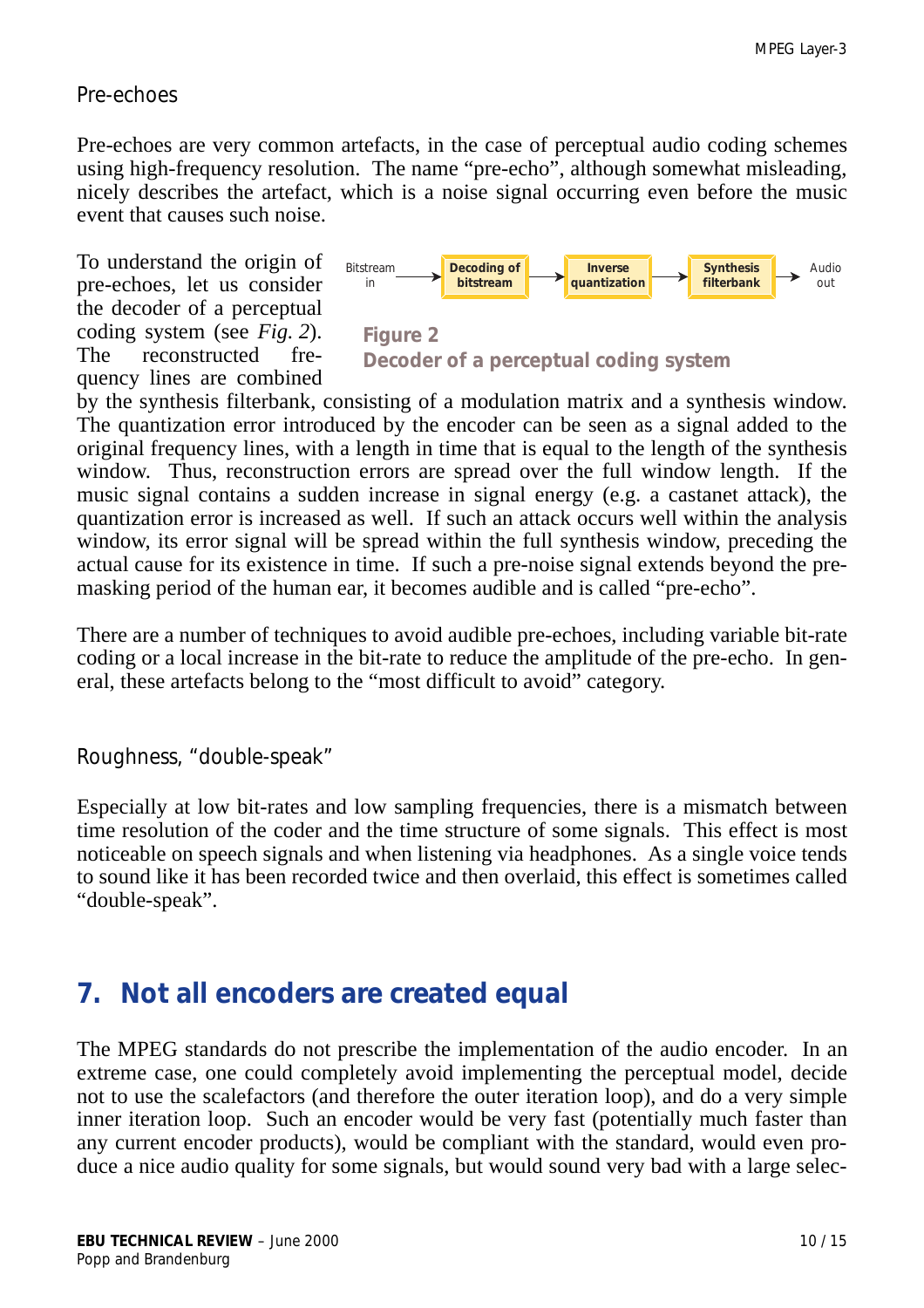### Pre-echoes

Pre-echoes are very common artefacts, in the case of perceptual audio coding schemes using high-frequency resolution. The name “pre-echo”, although somewhat misleading, nicely describes the artefact, which is a noise signal occurring even before the music event that causes such noise.

To understand the origin of pre-echoes, let us consider the decoder of a perceptual coding system (see *Fig. 2*). The reconstructed frequency lines are combined by the synthesis filterbank, consisting of a modulation matrix and a synthesis window. The quantization error introduced by the encoder can be seen as a signal added to the original frequency lines, with a length in time that is equal to the length of the synthesis window. Thus, reconstruction errors are spread over the full window length. If the music signal contains a sudden increase in signal energy (e.g. a castanet attack), the quantization error is increased as well. If such an attack occurs well within the analysis window, its error signal will be spread within the full synthesis window, preceding the actual cause for its existence in time. If such a pre-noise signal extends beyond the pre-masking period of the human ear, it becomes audible and is called “pre-echo”.

Bitstream in → **Decoding of bitstream** → **Inverse quantization** → **Synthesis filterbank** → Audio out

**Figure 2**
**Decoder of a perceptual coding system**

There are a number of techniques to avoid audible pre-echoes, including variable bit-rate coding or a local increase in the bit-rate to reduce the amplitude of the pre-echo. In general, these artefacts belong to the “most difficult to avoid” category.

### Roughness, “double-speak”

Especially at low bit-rates and low sampling frequencies, there is a mismatch between time resolution of the coder and the time structure of some signals. This effect is most noticeable on speech signals and when listening via headphones. As a single voice tends to sound like it has been recorded twice and then overlaid, this effect is sometimes called “double-speak”.

## 7. Not all encoders are created equal

The MPEG standards do not prescribe the implementation of the audio encoder. In an extreme case, one could completely avoid implementing the perceptual model, decide not to use the scalefactors (and therefore the outer iteration loop), and do a very simple inner iteration loop. Such an encoder would be very fast (potentially much faster than any current encoder products), would be compliant with the standard, would even produce a nice audio quality for some signals, but would sound very bad with a large selec-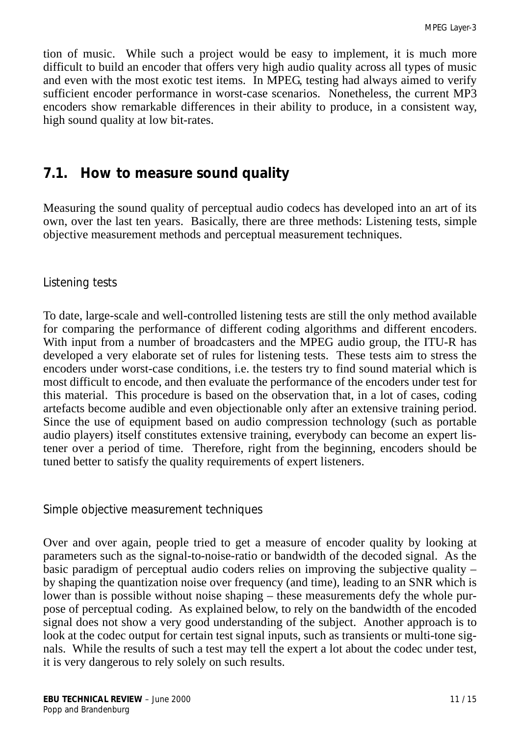tion of music. While such a project would be easy to implement, it is much more difficult to build an encoder that offers very high audio quality across all types of music and even with the most exotic test items. In MPEG, testing had always aimed to verify sufficient encoder performance in worst-case scenarios. Nonetheless, the current MP3 encoders show remarkable differences in their ability to produce, in a consistent way, high sound quality at low bit-rates.

## 7.1. How to measure sound quality

Measuring the sound quality of perceptual audio codecs has developed into an art of its own, over the last ten years. Basically, there are three methods: Listening tests, simple objective measurement methods and perceptual measurement techniques.

### Listening tests

To date, large-scale and well-controlled listening tests are still the only method available for comparing the performance of different coding algorithms and different encoders. With input from a number of broadcasters and the MPEG audio group, the ITU-R has developed a very elaborate set of rules for listening tests. These tests aim to stress the encoders under worst-case conditions, i.e. the testers try to find sound material which is most difficult to encode, and then evaluate the performance of the encoders under test for this material. This procedure is based on the observation that, in a lot of cases, coding artefacts become audible and even objectionable only after an extensive training period. Since the use of equipment based on audio compression technology (such as portable audio players) itself constitutes extensive training, everybody can become an expert listener over a period of time. Therefore, right from the beginning, encoders should be tuned better to satisfy the quality requirements of expert listeners.

### Simple objective measurement techniques

Over and over again, people tried to get a measure of encoder quality by looking at parameters such as the signal-to-noise-ratio or bandwidth of the decoded signal. As the basic paradigm of perceptual audio coders relies on improving the subjective quality – by shaping the quantization noise over frequency (and time), leading to an SNR which is lower than is possible without noise shaping – these measurements defy the whole purpose of perceptual coding. As explained below, to rely on the bandwidth of the encoded signal does not show a very good understanding of the subject. Another approach is to look at the codec output for certain test signal inputs, such as transients or multi-tone signals. While the results of such a test may tell the expert a lot about the codec under test, it is very dangerous to rely solely on such results.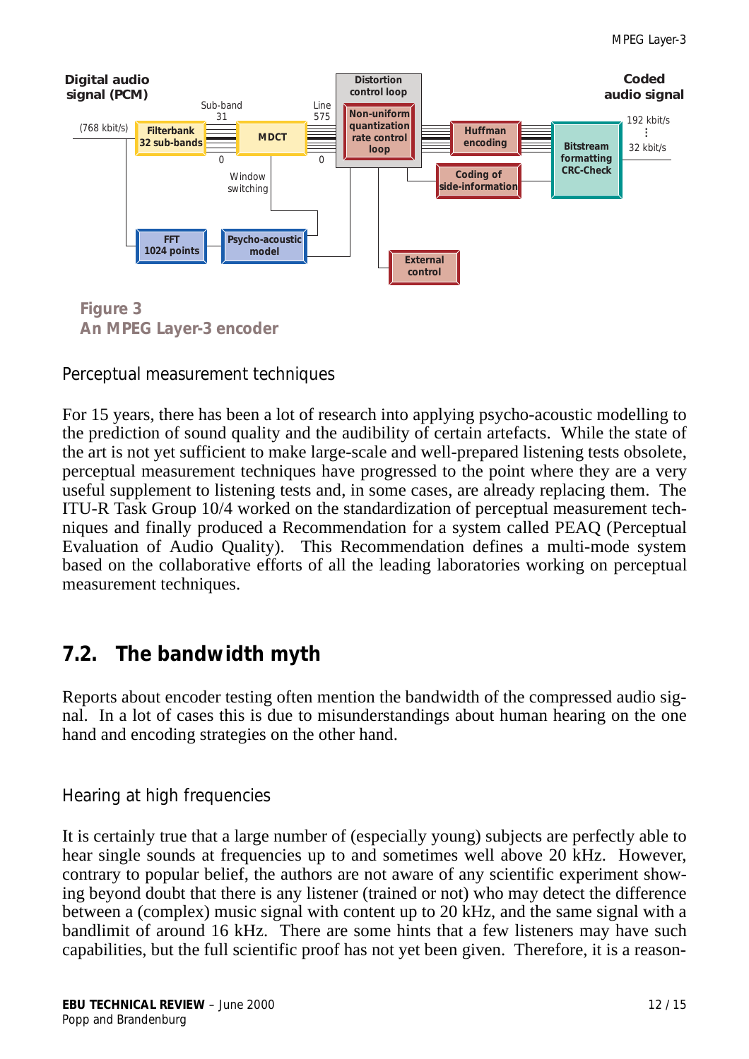Digital audio signal (PCM)

(768 kbit/s)

Filterbank 32 sub-bands

Sub-band 31

0

MDCT

Line 575

0

Window switching

FFT 1024 points

Psycho-acoustic model

Distortion control loop

Non-uniform quantization rate control loop

Huffman encoding

Coding of side-information

External control

Bitstream formatting CRC-Check

Coded audio signal

192 kbit/s
⋮
32 kbit/s

**Figure 3**
**An MPEG Layer-3 encoder**

### Perceptual measurement techniques

For 15 years, there has been a lot of research into applying psycho-acoustic modelling to the prediction of sound quality and the audibility of certain artefacts. While the state of the art is not yet sufficient to make large-scale and well-prepared listening tests obsolete, perceptual measurement techniques have progressed to the point where they are a very useful supplement to listening tests and, in some cases, are already replacing them. The ITU-R Task Group 10/4 worked on the standardization of perceptual measurement techniques and finally produced a Recommendation for a system called PEAQ (Perceptual Evaluation of Audio Quality). This Recommendation defines a multi-mode system based on the collaborative efforts of all the leading laboratories working on perceptual measurement techniques.

## 7.2. The bandwidth myth

Reports about encoder testing often mention the bandwidth of the compressed audio signal. In a lot of cases this is due to misunderstandings about human hearing on the one hand and encoding strategies on the other hand.

### Hearing at high frequencies

It is certainly true that a large number of (especially young) subjects are perfectly able to hear single sounds at frequencies up to and sometimes well above 20 kHz. However, contrary to popular belief, the authors are not aware of any scientific experiment showing beyond doubt that there is any listener (trained or not) who may detect the difference between a (complex) music signal with content up to 20 kHz, and the same signal with a bandlimit of around 16 kHz. There are some hints that a few listeners may have such capabilities, but the full scientific proof has not yet been given. Therefore, it is a reason-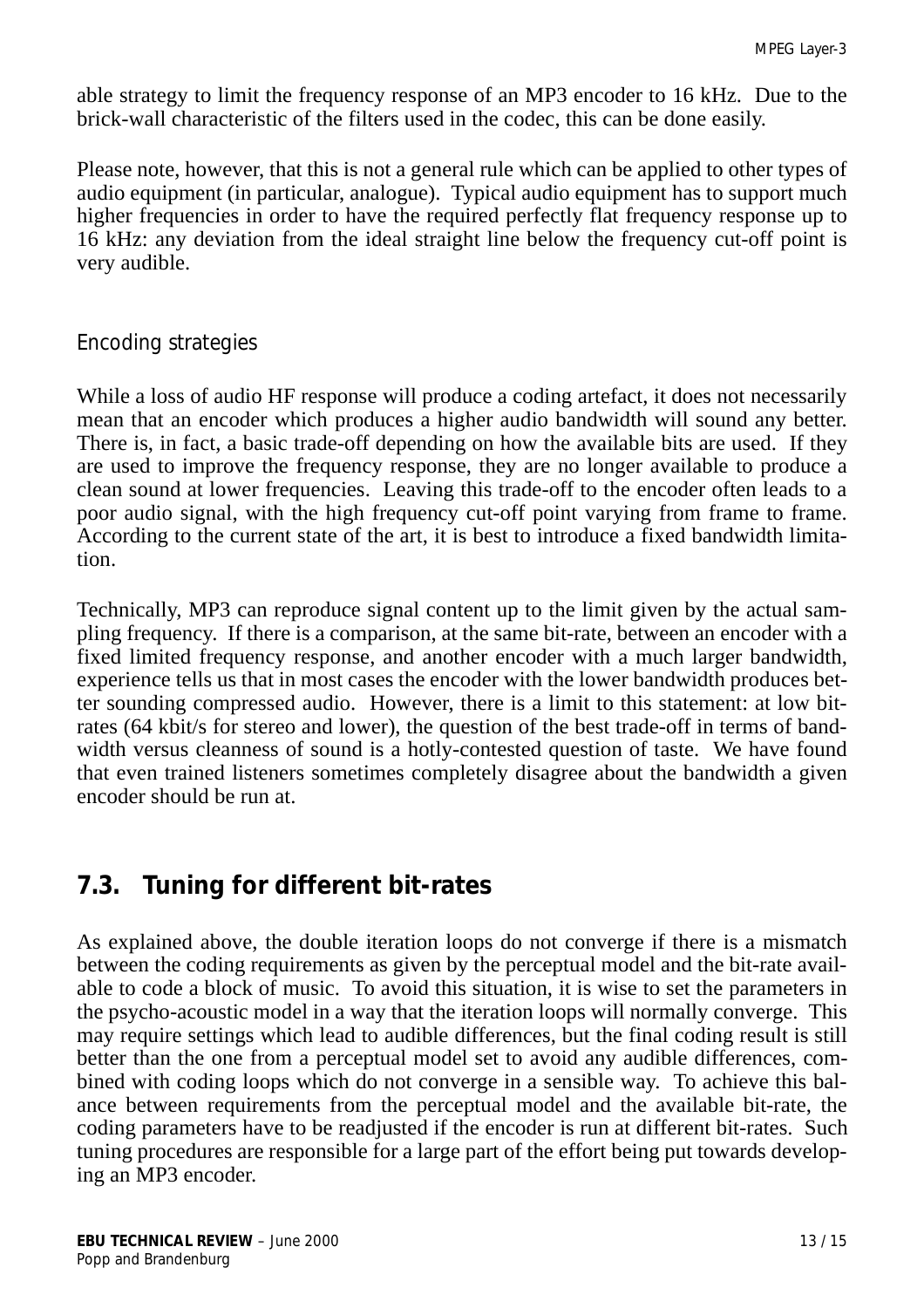able strategy to limit the frequency response of an MP3 encoder to 16 kHz. Due to the brick-wall characteristic of the filters used in the codec, this can be done easily.

Please note, however, that this is not a general rule which can be applied to other types of audio equipment (in particular, analogue). Typical audio equipment has to support much higher frequencies in order to have the required perfectly flat frequency response up to 16 kHz: any deviation from the ideal straight line below the frequency cut-off point is very audible.

### Encoding strategies

While a loss of audio HF response will produce a coding artefact, it does not necessarily mean that an encoder which produces a higher audio bandwidth will sound any better. There is, in fact, a basic trade-off depending on how the available bits are used. If they are used to improve the frequency response, they are no longer available to produce a clean sound at lower frequencies. Leaving this trade-off to the encoder often leads to a poor audio signal, with the high frequency cut-off point varying from frame to frame. According to the current state of the art, it is best to introduce a fixed bandwidth limitation.

Technically, MP3 can reproduce signal content up to the limit given by the actual sampling frequency. If there is a comparison, at the same bit-rate, between an encoder with a fixed limited frequency response, and another encoder with a much larger bandwidth, experience tells us that in most cases the encoder with the lower bandwidth produces better sounding compressed audio. However, there is a limit to this statement: at low bit-rates (64 kbit/s for stereo and lower), the question of the best trade-off in terms of bandwidth versus cleanness of sound is a hotly-contested question of taste. We have found that even trained listeners sometimes completely disagree about the bandwidth a given encoder should be run at.

## 7.3. Tuning for different bit-rates

As explained above, the double iteration loops do not converge if there is a mismatch between the coding requirements as given by the perceptual model and the bit-rate available to code a block of music. To avoid this situation, it is wise to set the parameters in the psycho-acoustic model in a way that the iteration loops will normally converge. This may require settings which lead to audible differences, but the final coding result is still better than the one from a perceptual model set to avoid any audible differences, combined with coding loops which do not converge in a sensible way. To achieve this balance between requirements from the perceptual model and the available bit-rate, the coding parameters have to be readjusted if the encoder is run at different bit-rates. Such tuning procedures are responsible for a large part of the effort being put towards developing an MP3 encoder.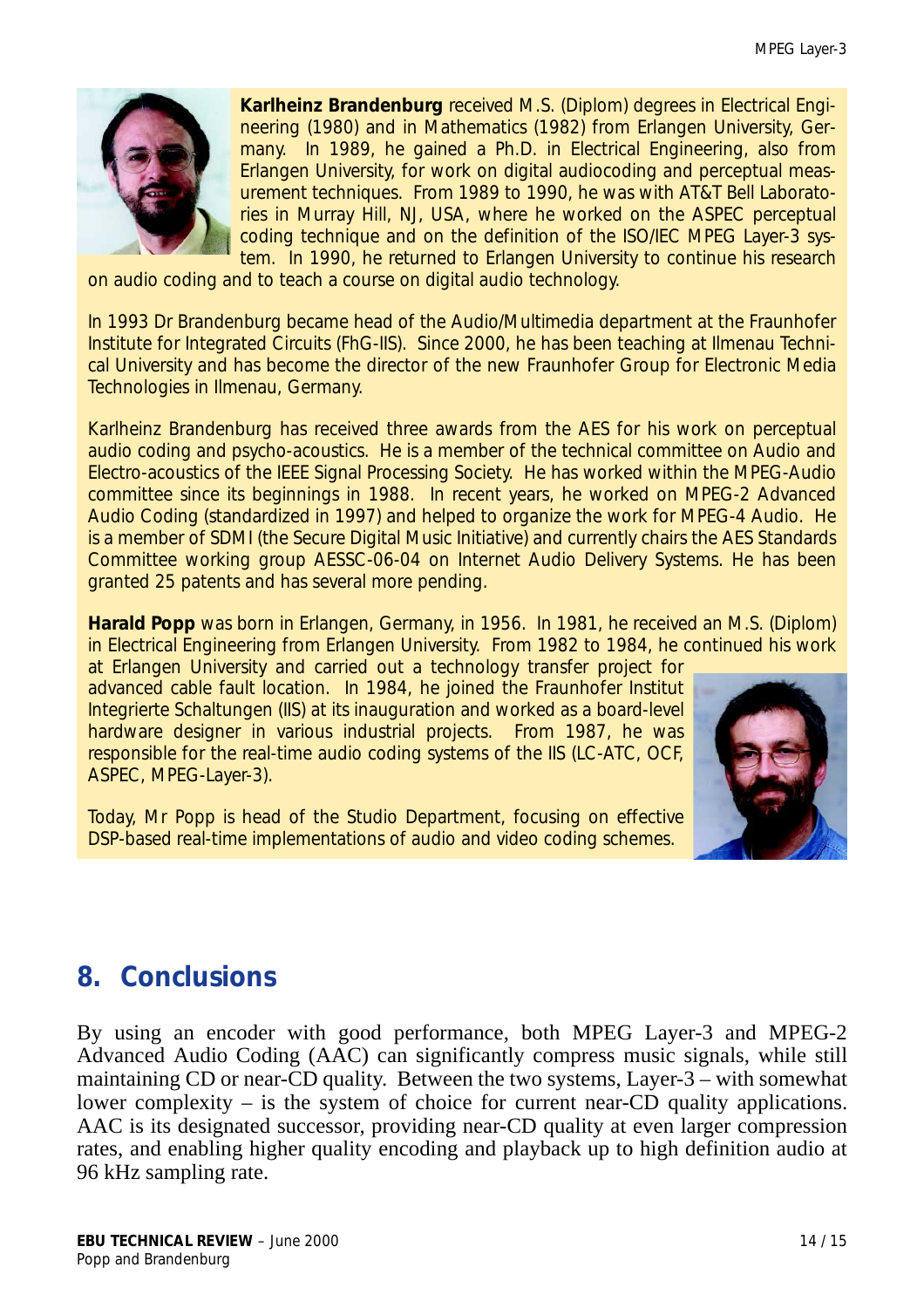**Karlheinz Brandenburg** received M.S. (Diplom) degrees in Electrical Engineering (1980) and in Mathematics (1982) from Erlangen University, Germany. In 1989, he gained a Ph.D. in Electrical Engineering, also from Erlangen University, for work on digital audiocoding and perceptual measurement techniques. From 1989 to 1990, he was with AT&T Bell Laboratories in Murray Hill, NJ, USA, where he worked on the ASPEC perceptual coding technique and on the definition of the ISO/IEC MPEG Layer-3 system. In 1990, he returned to Erlangen University to continue his research on audio coding and to teach a course on digital audio technology.

In 1993 Dr Brandenburg became head of the Audio/Multimedia department at the Fraunhofer Institute for Integrated Circuits (FhG-IIS). Since 2000, he has been teaching at Ilmenau Technical University and has become the director of the new Fraunhofer Group for Electronic Media Technologies in Ilmenau, Germany.

Karlheinz Brandenburg has received three awards from the AES for his work on perceptual audio coding and psycho-acoustics. He is a member of the technical committee on Audio and Electro-acoustics of the IEEE Signal Processing Society. He has worked within the MPEG-Audio committee since its beginnings in 1988. In recent years, he worked on MPEG-2 Advanced Audio Coding (standardized in 1997) and helped to organize the work for MPEG-4 Audio. He is a member of SDMI (the Secure Digital Music Initiative) and currently chairs the AES Standards Committee working group AESSC-06-04 on Internet Audio Delivery Systems. He has been granted 25 patents and has several more pending.

**Harald Popp** was born in Erlangen, Germany, in 1956. In 1981, he received an M.S. (Diplom) in Electrical Engineering from Erlangen University. From 1982 to 1984, he continued his work at Erlangen University and carried out a technology transfer project for advanced cable fault location. In 1984, he joined the Fraunhofer Institut Integrierte Schaltungen (IIS) at its inauguration and worked as a board-level hardware designer in various industrial projects. From 1987, he was responsible for the real-time audio coding systems of the IIS (LC-ATC, OCF, ASPEC, MPEG-Layer-3).

Today, Mr Popp is head of the Studio Department, focusing on effective DSP-based real-time implementations of audio and video coding schemes.

## 8. Conclusions

By using an encoder with good performance, both MPEG Layer-3 and MPEG-2 Advanced Audio Coding (AAC) can significantly compress music signals, while still maintaining CD or near-CD quality. Between the two systems, Layer-3 – with somewhat lower complexity – is the system of choice for current near-CD quality applications. AAC is its designated successor, providing near-CD quality at even larger compression rates, and enabling higher quality encoding and playback up to high definition audio at 96 kHz sampling rate.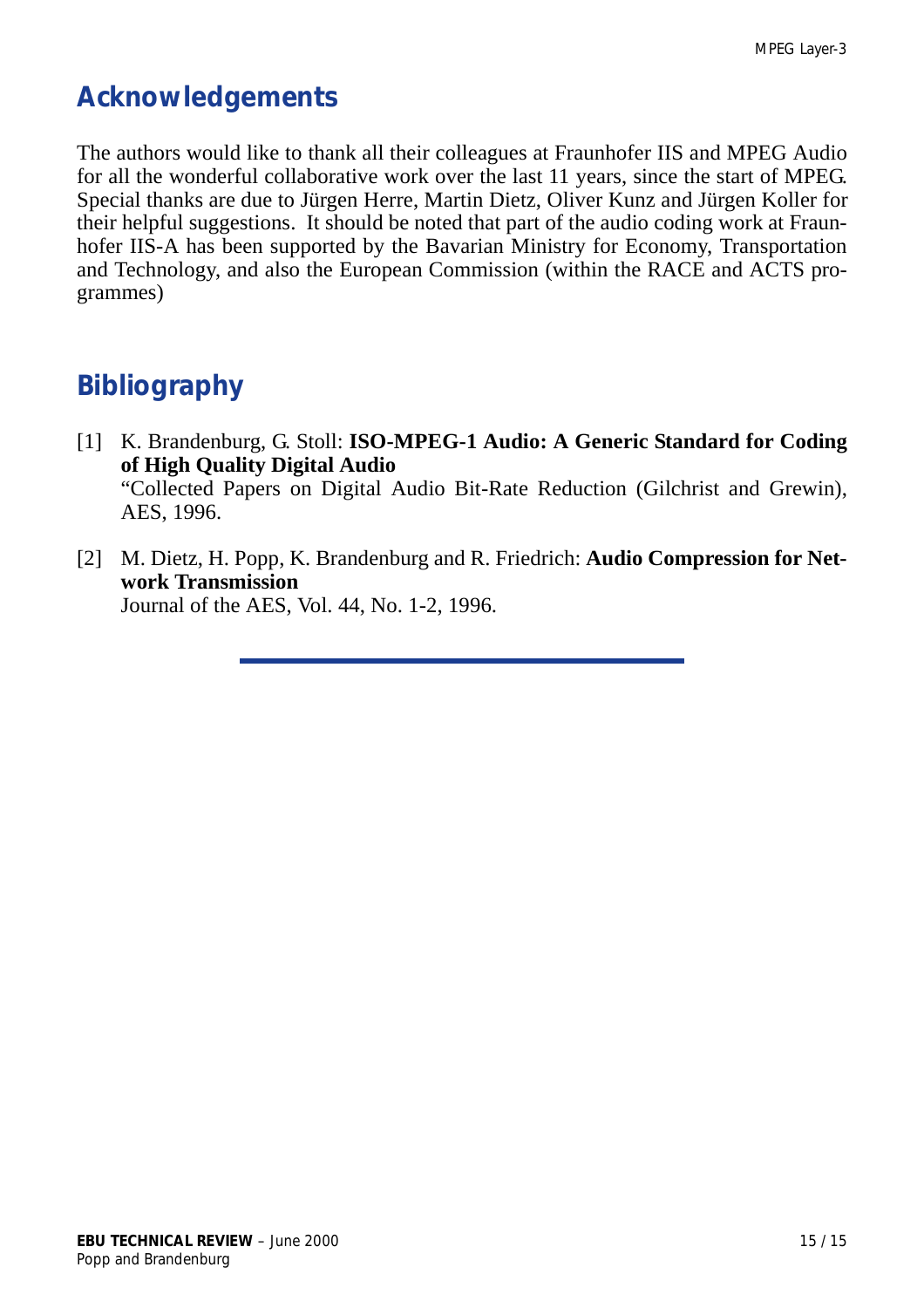## Acknowledgements

The authors would like to thank all their colleagues at Fraunhofer IIS and MPEG Audio for all the wonderful collaborative work over the last 11 years, since the start of MPEG. Special thanks are due to Jürgen Herre, Martin Dietz, Oliver Kunz and Jürgen Koller for their helpful suggestions. It should be noted that part of the audio coding work at Fraunhofer IIS-A has been supported by the Bavarian Ministry for Economy, Transportation and Technology, and also the European Commission (within the RACE and ACTS programmes)

## Bibliography

[1] K. Brandenburg, G. Stoll: **ISO-MPEG-1 Audio: A Generic Standard for Coding of High Quality Digital Audio**
"Collected Papers on Digital Audio Bit-Rate Reduction (Gilchrist and Grewin), AES, 1996.

[2] M. Dietz, H. Popp, K. Brandenburg and R. Friedrich: **Audio Compression for Network Transmission**
Journal of the AES, Vol. 44, No. 1-2, 1996.